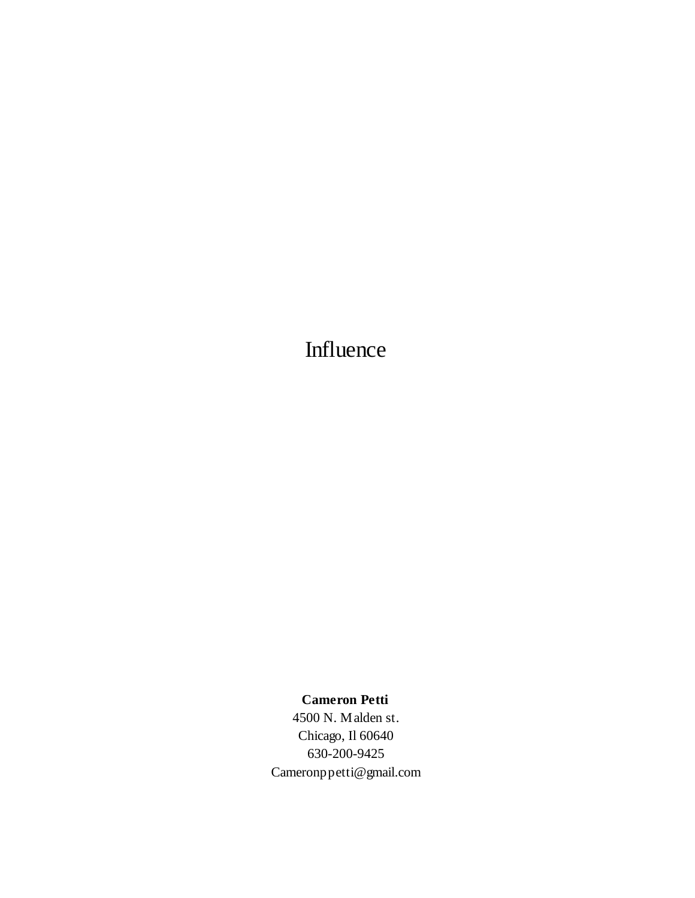# Influence

**Cameron Petti**
4500 N. Malden st.
Chicago, Il 60640
630-200-9425
Cameronppetti@gmail.com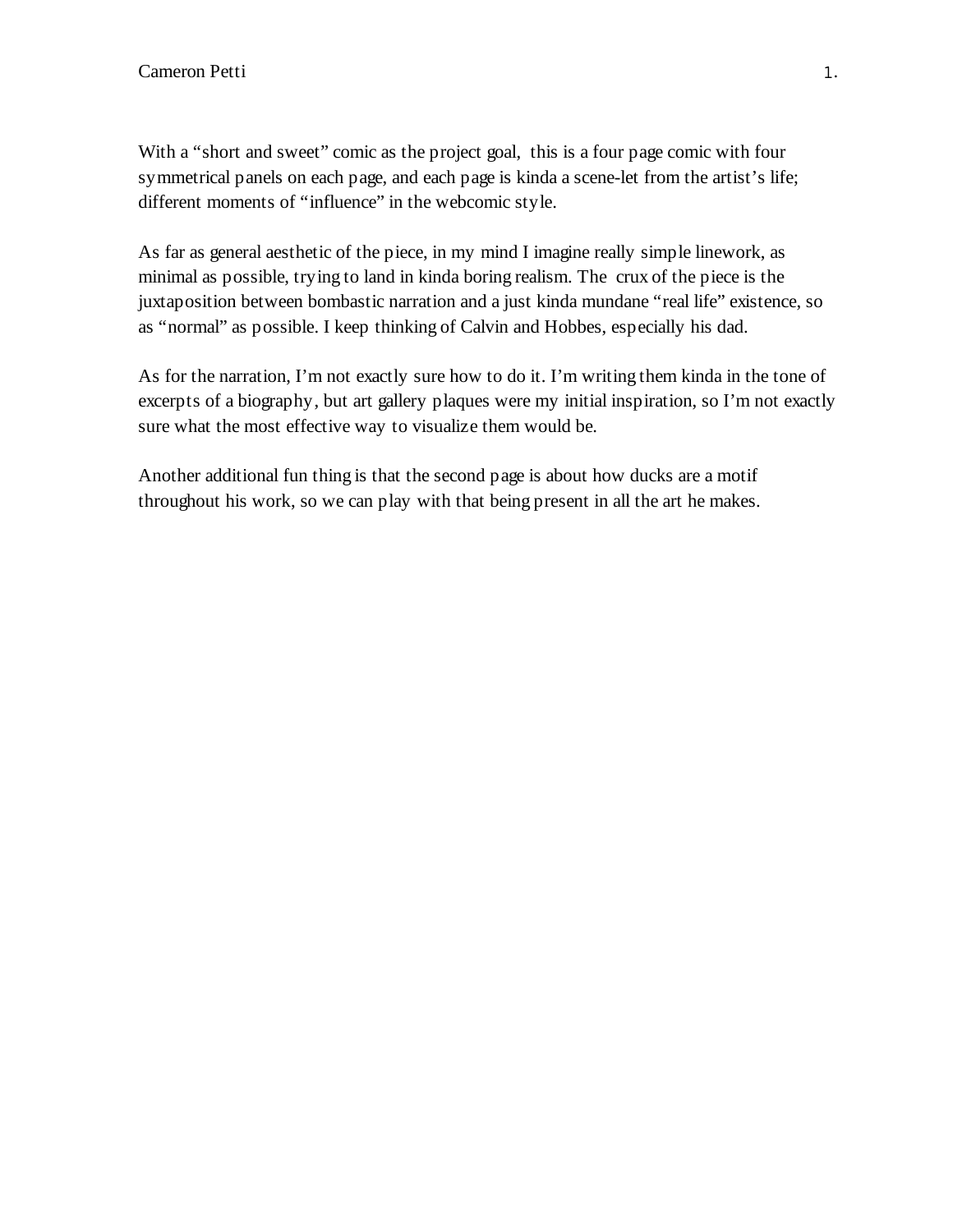With a “short and sweet” comic as the project goal, this is a four page comic with four symmetrical panels on each page, and each page is kinda a scene-let from the artist’s life; different moments of “influence” in the webcomic style.

As far as general aesthetic of the piece, in my mind I imagine really simple linework, as minimal as possible, trying to land in kinda boring realism. The crux of the piece is the juxtaposition between bombastic narration and a just kinda mundane “real life” existence, so as “normal” as possible. I keep thinking of Calvin and Hobbes, especially his dad.

As for the narration, I’m not exactly sure how to do it. I’m writing them kinda in the tone of excerpts of a biography, but art gallery plaques were my initial inspiration, so I’m not exactly sure what the most effective way to visualize them would be.

Another additional fun thing is that the second page is about how ducks are a motif throughout his work, so we can play with that being present in all the art he makes.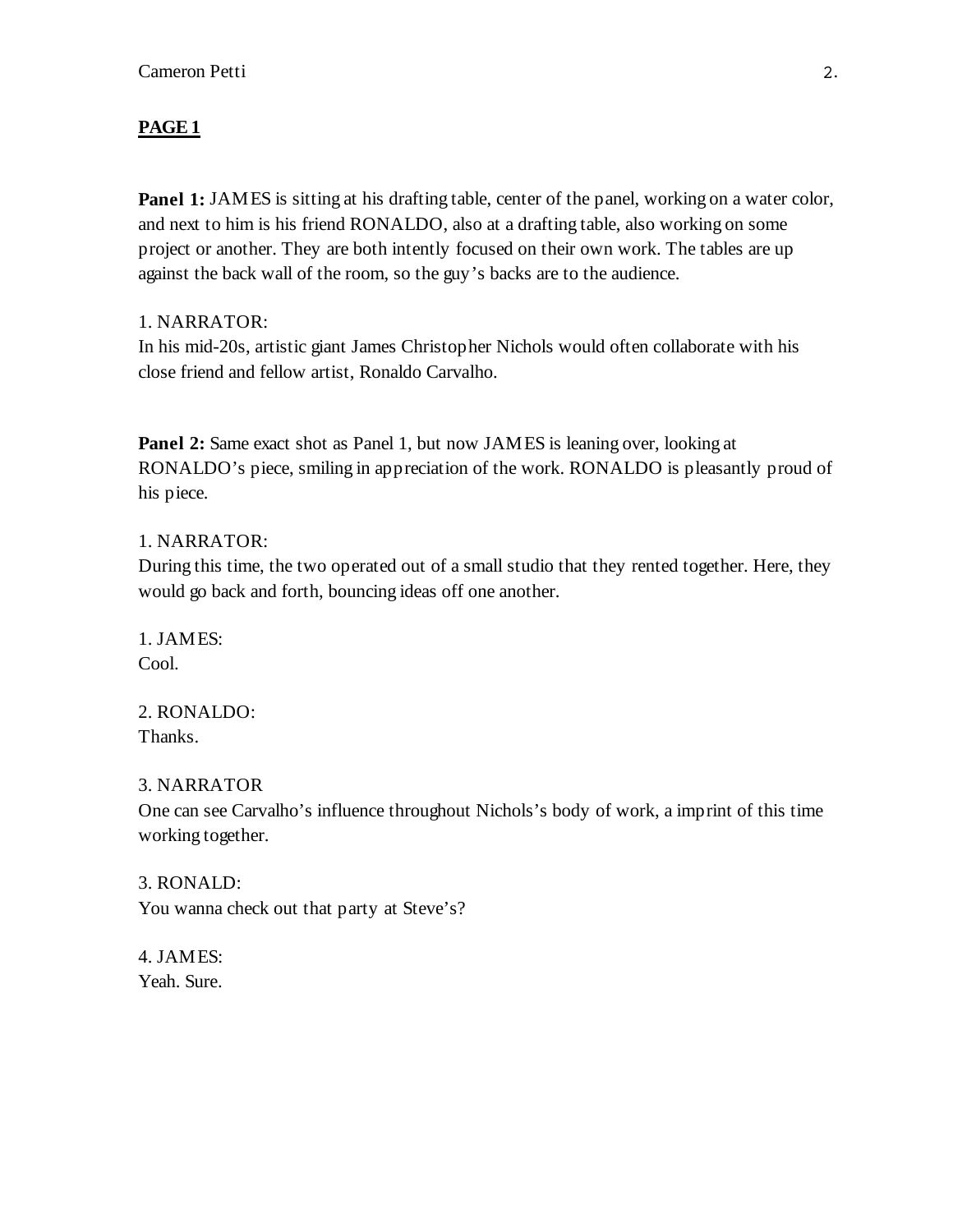**PAGE 1**

**Panel 1:** JAMES is sitting at his drafting table, center of the panel, working on a water color, and next to him is his friend RONALDO, also at a drafting table, also working on some project or another. They are both intently focused on their own work. The tables are up against the back wall of the room, so the guy's backs are to the audience.

1. NARRATOR:
In his mid-20s, artistic giant James Christopher Nichols would often collaborate with his close friend and fellow artist, Ronaldo Carvalho.

**Panel 2:** Same exact shot as Panel 1, but now JAMES is leaning over, looking at RONALDO's piece, smiling in appreciation of the work. RONALDO is pleasantly proud of his piece.

1. NARRATOR:
During this time, the two operated out of a small studio that they rented together. Here, they would go back and forth, bouncing ideas off one another.

1. JAMES:
Cool.

2. RONALDO:
Thanks.

3. NARRATOR
One can see Carvalho's influence throughout Nichols's body of work, a imprint of this time working together.

3. RONALD:
You wanna check out that party at Steve's?

4. JAMES:
Yeah. Sure.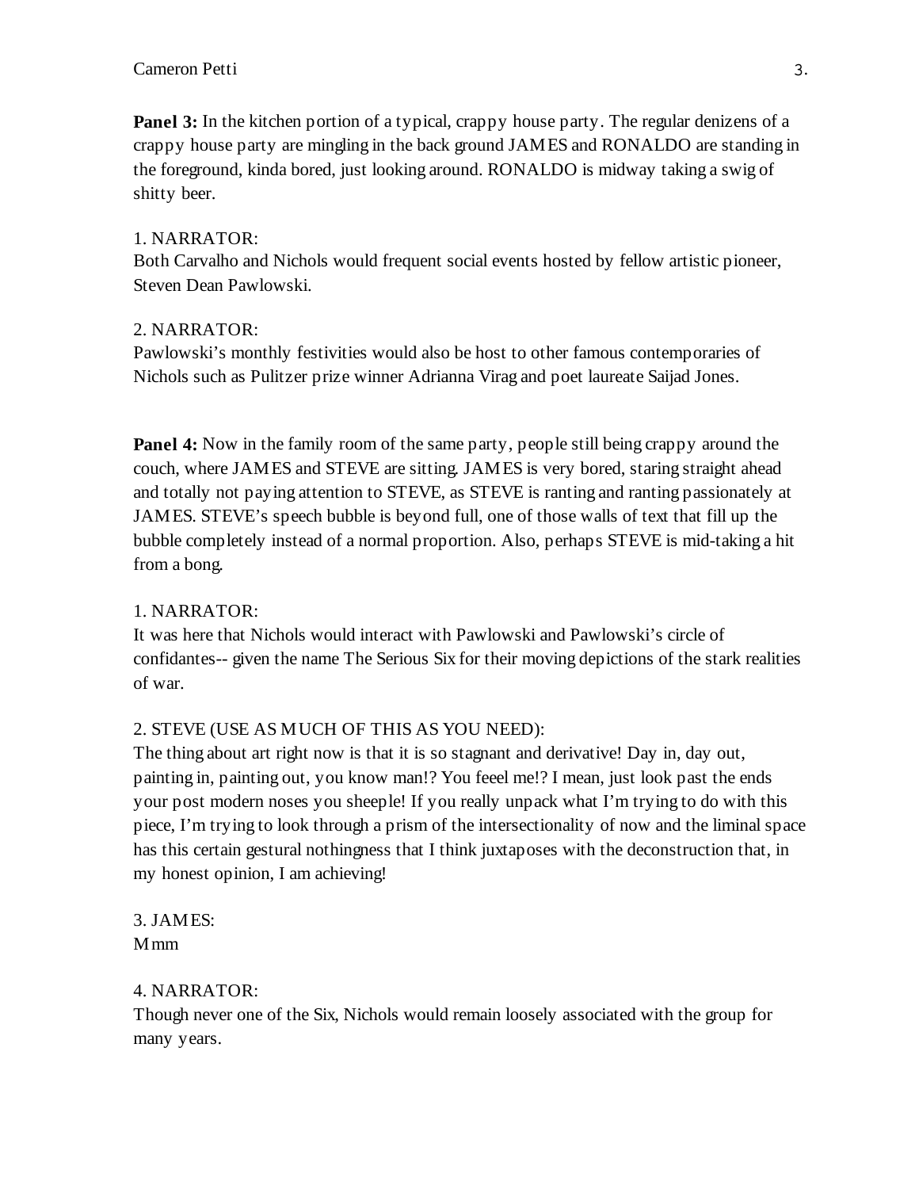**Panel 3:** In the kitchen portion of a typical, crappy house party. The regular denizens of a crappy house party are mingling in the back ground JAMES and RONALDO are standing in the foreground, kinda bored, just looking around. RONALDO is midway taking a swig of shitty beer.

1. NARRATOR:
Both Carvalho and Nichols would frequent social events hosted by fellow artistic pioneer, Steven Dean Pawlowski.

2. NARRATOR:
Pawlowski's monthly festivities would also be host to other famous contemporaries of Nichols such as Pulitzer prize winner Adrianna Virag and poet laureate Saijad Jones.

**Panel 4:** Now in the family room of the same party, people still being crappy around the couch, where JAMES and STEVE are sitting. JAMES is very bored, staring straight ahead and totally not paying attention to STEVE, as STEVE is ranting and ranting passionately at JAMES. STEVE's speech bubble is beyond full, one of those walls of text that fill up the bubble completely instead of a normal proportion. Also, perhaps STEVE is mid-taking a hit from a bong.

1. NARRATOR:
It was here that Nichols would interact with Pawlowski and Pawlowski's circle of confidantes-- given the name The Serious Six for their moving depictions of the stark realities of war.

2. STEVE (USE AS MUCH OF THIS AS YOU NEED):
The thing about art right now is that it is so stagnant and derivative! Day in, day out, painting in, painting out, you know man!? You feeel me!? I mean, just look past the ends your post modern noses you sheeple! If you really unpack what I'm trying to do with this piece, I'm trying to look through a prism of the intersectionality of now and the liminal space has this certain gestural nothingness that I think juxtaposes with the deconstruction that, in my honest opinion, I am achieving!

3. JAMES:
Mmm

4. NARRATOR:
Though never one of the Six, Nichols would remain loosely associated with the group for many years.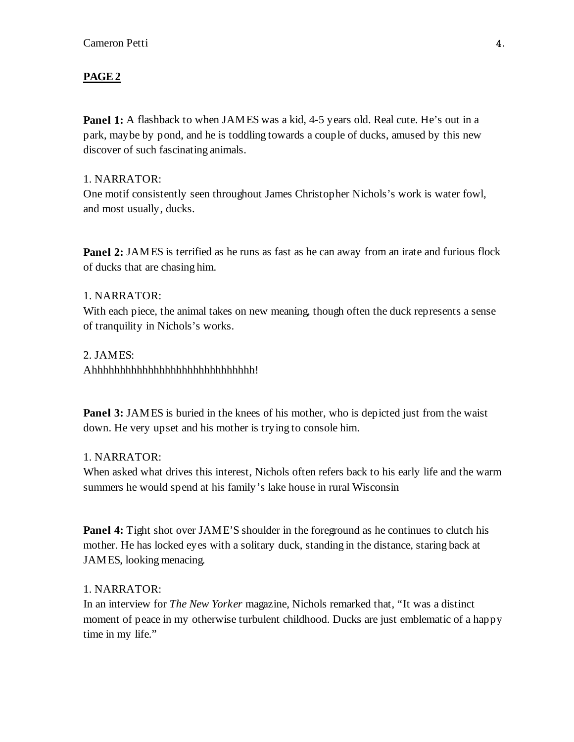**PAGE 2**

**Panel 1:** A flashback to when JAMES was a kid, 4-5 years old. Real cute. He's out in a park, maybe by pond, and he is toddling towards a couple of ducks, amused by this new discover of such fascinating animals.

1. NARRATOR:
One motif consistently seen throughout James Christopher Nichols's work is water fowl, and most usually, ducks.

**Panel 2:** JAMES is terrified as he runs as fast as he can away from an irate and furious flock of ducks that are chasing him.

1. NARRATOR:
With each piece, the animal takes on new meaning, though often the duck represents a sense of tranquility in Nichols's works.

2. JAMES:
Ahhhhhhhhhhhhhhhhhhhhhhhhhhhhhh!

**Panel 3:** JAMES is buried in the knees of his mother, who is depicted just from the waist down. He very upset and his mother is trying to console him.

1. NARRATOR:
When asked what drives this interest, Nichols often refers back to his early life and the warm summers he would spend at his family's lake house in rural Wisconsin

**Panel 4:** Tight shot over JAME'S shoulder in the foreground as he continues to clutch his mother. He has locked eyes with a solitary duck, standing in the distance, staring back at JAMES, looking menacing.

1. NARRATOR:
In an interview for *The New Yorker* magazine, Nichols remarked that, "It was a distinct moment of peace in my otherwise turbulent childhood. Ducks are just emblematic of a happy time in my life."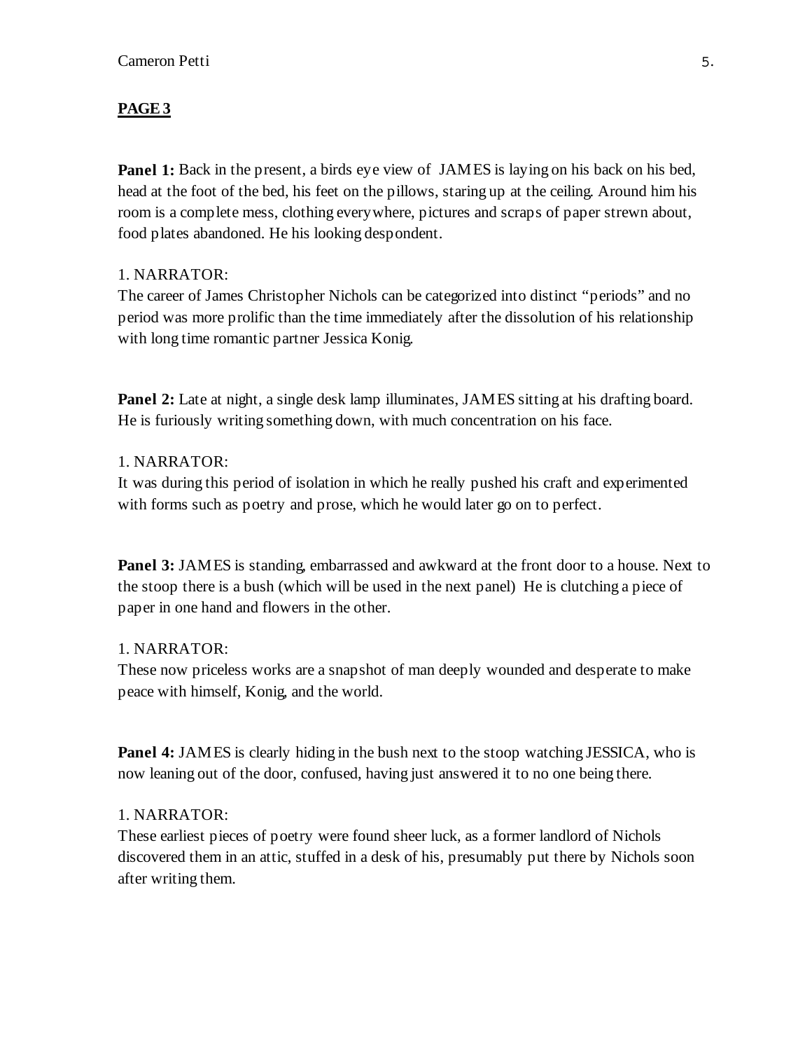**PAGE 3**

**Panel 1:** Back in the present, a birds eye view of JAMES is laying on his back on his bed, head at the foot of the bed, his feet on the pillows, staring up at the ceiling. Around him his room is a complete mess, clothing everywhere, pictures and scraps of paper strewn about, food plates abandoned. He his looking despondent.

1. NARRATOR:
The career of James Christopher Nichols can be categorized into distinct "periods" and no period was more prolific than the time immediately after the dissolution of his relationship with long time romantic partner Jessica Konig.

**Panel 2:** Late at night, a single desk lamp illuminates, JAMES sitting at his drafting board. He is furiously writing something down, with much concentration on his face.

1. NARRATOR:
It was during this period of isolation in which he really pushed his craft and experimented with forms such as poetry and prose, which he would later go on to perfect.

**Panel 3:** JAMES is standing, embarrassed and awkward at the front door to a house. Next to the stoop there is a bush (which will be used in the next panel) He is clutching a piece of paper in one hand and flowers in the other.

1. NARRATOR:
These now priceless works are a snapshot of man deeply wounded and desperate to make peace with himself, Konig, and the world.

**Panel 4:** JAMES is clearly hiding in the bush next to the stoop watching JESSICA, who is now leaning out of the door, confused, having just answered it to no one being there.

1. NARRATOR:
These earliest pieces of poetry were found sheer luck, as a former landlord of Nichols discovered them in an attic, stuffed in a desk of his, presumably put there by Nichols soon after writing them.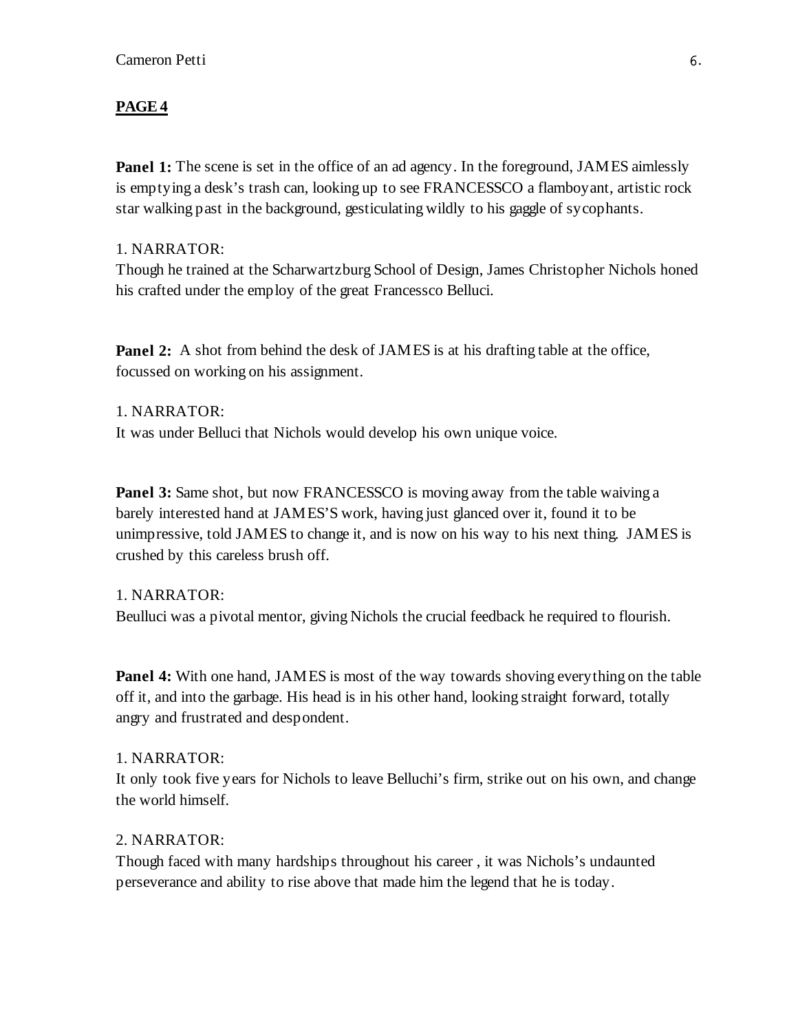**PAGE 4**

**Panel 1:** The scene is set in the office of an ad agency. In the foreground, JAMES aimlessly is emptying a desk's trash can, looking up to see FRANCESSCO a flamboyant, artistic rock star walking past in the background, gesticulating wildly to his gaggle of sycophants.

1. NARRATOR:
Though he trained at the Scharwartzburg School of Design, James Christopher Nichols honed his crafted under the employ of the great Francessco Belluci.

**Panel 2:** A shot from behind the desk of JAMES is at his drafting table at the office, focussed on working on his assignment.

1. NARRATOR:
It was under Belluci that Nichols would develop his own unique voice.

**Panel 3:** Same shot, but now FRANCESSCO is moving away from the table waiving a barely interested hand at JAMES'S work, having just glanced over it, found it to be unimpressive, told JAMES to change it, and is now on his way to his next thing. JAMES is crushed by this careless brush off.

1. NARRATOR:
Beulluci was a pivotal mentor, giving Nichols the crucial feedback he required to flourish.

**Panel 4:** With one hand, JAMES is most of the way towards shoving everything on the table off it, and into the garbage. His head is in his other hand, looking straight forward, totally angry and frustrated and despondent.

1. NARRATOR:
It only took five years for Nichols to leave Belluchi's firm, strike out on his own, and change the world himself.

2. NARRATOR:
Though faced with many hardships throughout his career , it was Nichols's undaunted perseverance and ability to rise above that made him the legend that he is today.